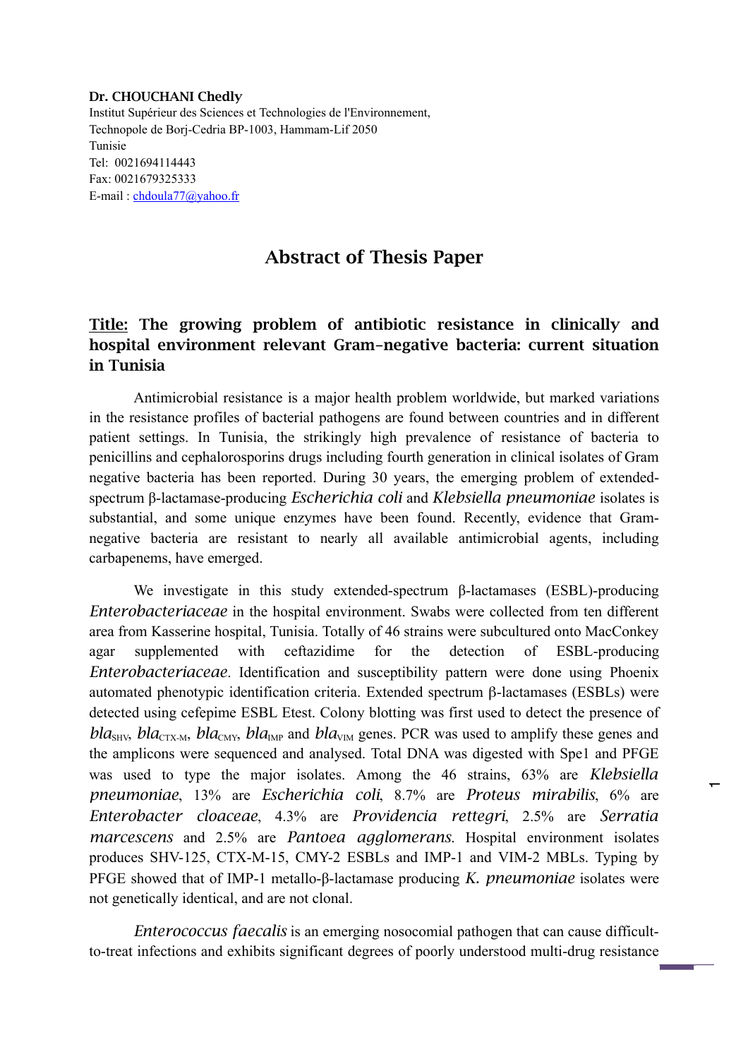**Dr. CHOUCHANI Chedly**
Institut Supérieur des Sciences et Technologies de l'Environnement,
Technopole de Borj-Cedria BP-1003, Hammam-Lif 2050
Tunisie
Tel: 0021694114443
Fax: 0021679325333
E-mail : chdoula77@yahoo.fr

# Abstract of Thesis Paper

## Title: The growing problem of antibiotic resistance in clinically and hospital environment relevant Gram-negative bacteria: current situation in Tunisia

Antimicrobial resistance is a major health problem worldwide, but marked variations in the resistance profiles of bacterial pathogens are found between countries and in different patient settings. In Tunisia, the strikingly high prevalence of resistance of bacteria to penicillins and cephalorosporins drugs including fourth generation in clinical isolates of Gram negative bacteria has reported. During 30 years, the emerging problem of extended-spectrum β-lactamase-producing *Escherichia coli* and *Klebsiella pneumoniae* isolates is substantial, and some unique enzymes have been found. Recently, evidence that Gram-negative bacteria are resistant to nearly all available antimicrobial agents, including carbapenems, have emerged.

We investigate in this study extended-spectrum β-lactamases (ESBL)-producing *Enterobacteriaceae* in the hospital environment. Swabs were collected from ten different area from Kasserine hospital, Tunisia. Totally of 46 strains were subcultured onto MacConkey agar supplemented with ceftazidime for the detection of ESBL-producing *Enterobacteriaceae*. Identification and susceptibility pattern were done using Phoenix automated phenotypic identification criteria. Extended spectrum β-lactamases (ESBLs) were detected using cefepime ESBL Etest. Colony blotting was first used to detect the presence of $bla_{SHV}$, $bla_{CTX\text{-}M}$, $bla_{CMY}$, $bla_{IMP}$ and $bla_{VIM}$ genes. PCR was used to amplify these genes and the amplicons were sequenced and analysed. Total DNA was digested with Spe1 and PFGE was used to type the major isolates. Among the 46 strains, 63% are *Klebsiella pneumoniae*, 13% are *Escherichia coli*, 8.7% are *Proteus mirabilis*, 6% are *Enterobacter cloaceae*, 4.3% are *Providencia rettegri*, 2.5% are *Serratia marcescens* and 2.5% are *Pantoea agglomerans*. Hospital environment isolates produces SHV-125, CTX-M-15, CMY-2 ESBLs and IMP-1 and VIM-2 MBLs. Typing by PFGE showed that of IMP-1 metallo-β-lactamase producing *K. pneumoniae* isolates were not genetically identical, and are not clonal.

*Enterococcus faecalis* is an emerging nosocomial pathogen that can cause difficult-to-treat infections and exhibits significant degrees of poorly understood multi-drug resistance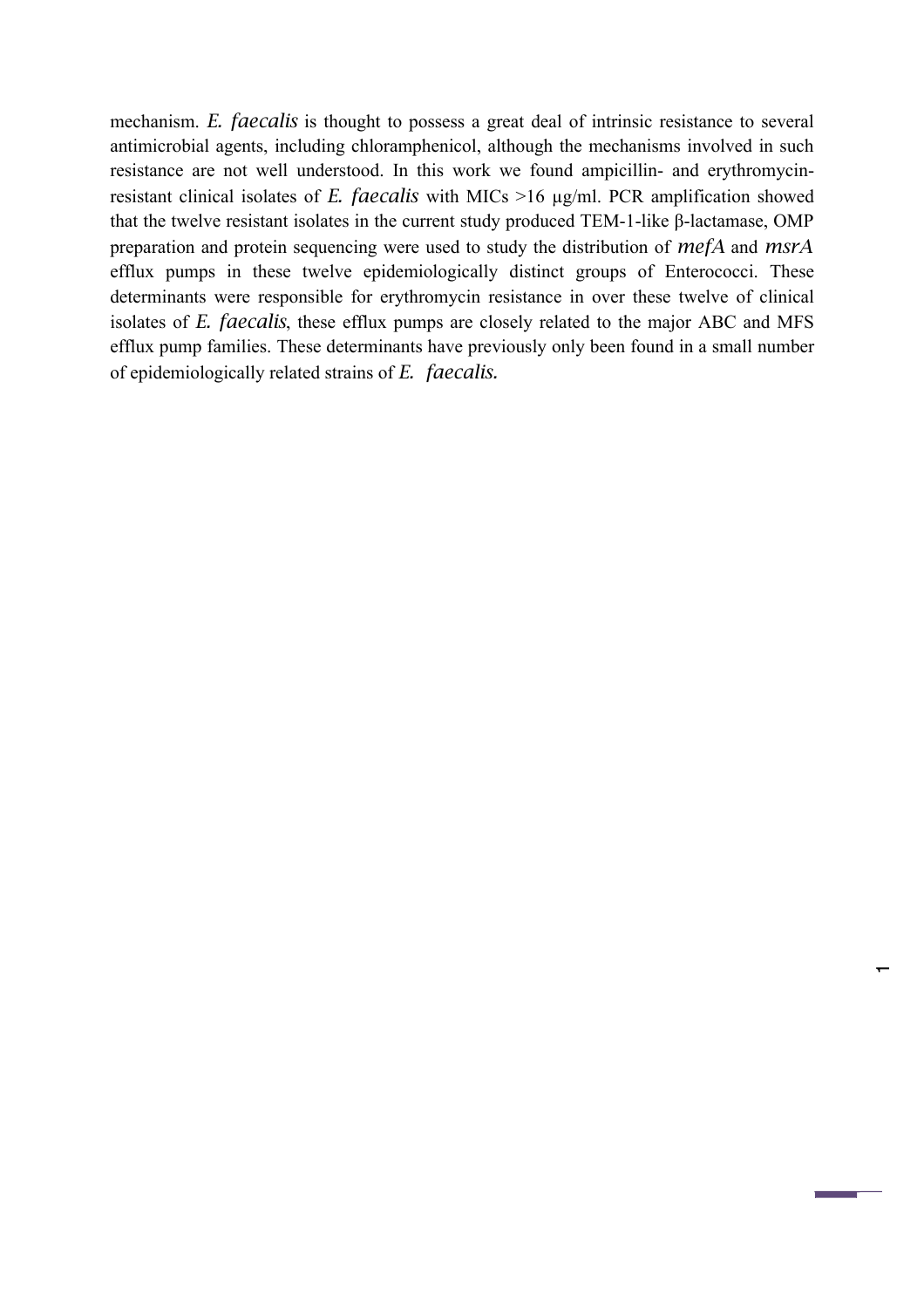mechanism. *E. faecalis* is thought to possess a great deal of intrinsic resistance to several antimicrobial agents, including chloramphenicol, although the mechanisms involved in such resistance are not well understood. In this work we found ampicillin- and erythromycin-resistant clinical isolates of *E. faecalis* with MICs >16 µg/ml. PCR amplification showed that the twelve resistant isolates in the current study produced TEM-1-like β-lactamase, OMP preparation and protein sequencing were used to study the distribution of *mefA* and *msrA* efflux pumps in these twelve epidemiologically distinct groups of Enterococci. These determinants were responsible for erythromycin resistance in over these twelve of clinical isolates of *E. faecalis*, these efflux pumps are closely related to the major ABC and MFS efflux pump families. These determinants have previously only been found in a small number of epidemiologically related strains of *E. faecalis.*